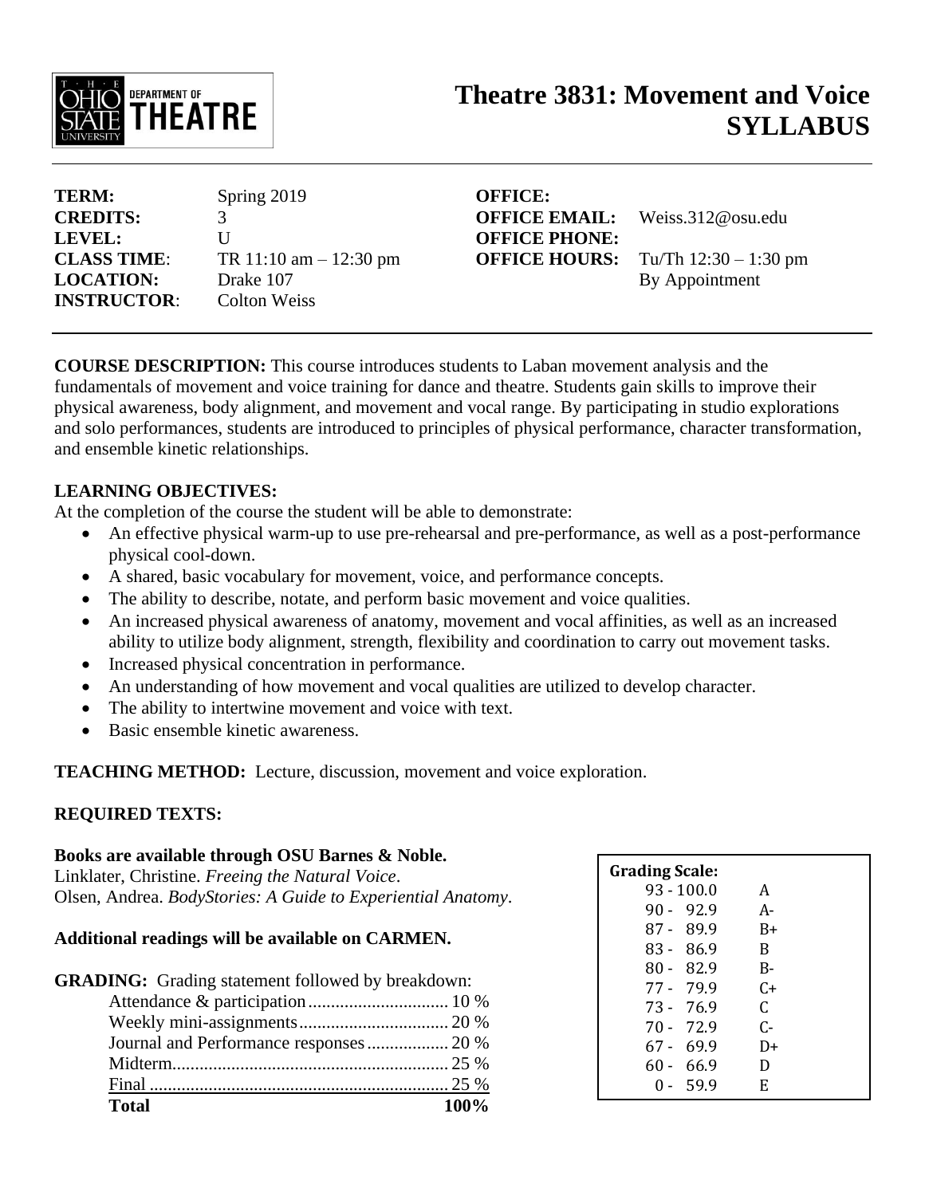# Theatre 3831: Movement and Voice SYLLABUS

| | | | |
|---|---|---|---|
| **TERM:** | Spring 2019 | **OFFICE:** | |
| **CREDITS:** | 3 | **OFFICE EMAIL:** | Weiss.312@osu.edu |
| **LEVEL:** | U | **OFFICE PHONE:** | |
| **CLASS TIME:** | TR 11:10 am – 12:30 pm | **OFFICE HOURS:** | Tu/Th 12:30 – 1:30 pm |
| **LOCATION:** | Drake 107 | | By Appointment |
| **INSTRUCTOR:** | Colton Weiss | | |

**COURSE DESCRIPTION:** This course introduces students to Laban movement analysis and the fundamentals of movement and voice training for dance and theatre. Students gain skills to improve their physical awareness, body alignment, and movement and vocal range. By participating in studio explorations and solo performances, students are introduced to principles of physical performance, character transformation, and ensemble kinetic relationships.

**LEARNING OBJECTIVES:**
At the completion of the course the student will be able to demonstrate:

- An effective physical warm-up to use pre-rehearsal and pre-performance, as well as a post-performance physical cool-down.
- A shared, basic vocabulary for movement, voice, and performance concepts.
- The ability to describe, notate, and perform basic movement and voice qualities.
- An increased physical awareness of anatomy, movement and vocal affinities, as well as an increased ability to utilize body alignment, strength, flexibility and coordination to carry out movement tasks.
- Increased physical concentration in performance.
- An understanding of how movement and vocal qualities are utilized to develop character.
- The ability to intertwine movement and voice with text.
- Basic ensemble kinetic awareness.

**TEACHING METHOD:** Lecture, discussion, movement and voice exploration.

**REQUIRED TEXTS:**

**Books are available through OSU Barnes & Noble.**
Linklater, Christine. *Freeing the Natural Voice*.
Olsen, Andrea. *BodyStories: A Guide to Experiential Anatomy*.

**Additional readings will be available on CARMEN.**

**GRADING:** Grading statement followed by breakdown:

| | |
|---|---|
| Attendance & participation | 10 % |
| Weekly mini-assignments | 20 % |
| Journal and Performance responses | 20 % |
| Midterm | 25 % |
| Final | 25 % |
| **Total** | **100%** |

**Grading Scale:**

| | |
|---|---|
| 93 - 100.0 | A |
| 90 - 92.9 | A- |
| 87 - 89.9 | B+ |
| 83 - 86.9 | B |
| 80 - 82.9 | B- |
| 77 - 79.9 | C+ |
| 73 - 76.9 | C |
| 70 - 72.9 | C- |
| 67 - 69.9 | D+ |
| 60 - 66.9 | D |
| 0 - 59.9 | E |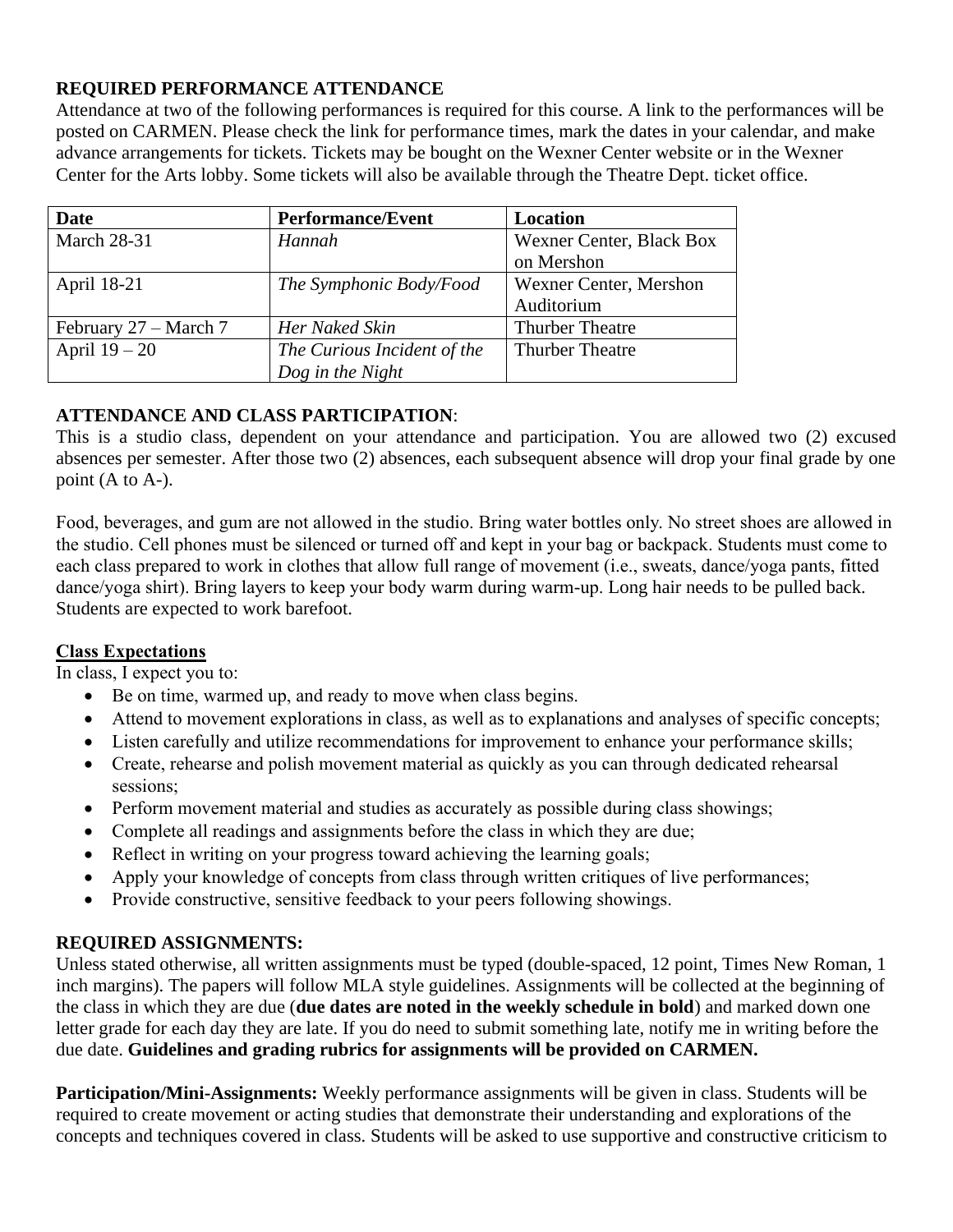**REQUIRED PERFORMANCE ATTENDANCE**

Attendance at two of the following performances is required for this course. A link to the performances will be posted on CARMEN. Please check the link for performance times, mark the dates in your calendar, and make advance arrangements for tickets. Tickets may be bought on the Wexner Center website or in the Wexner Center for the Arts lobby. Some tickets will also be available through the Theatre Dept. ticket office.

| Date | Performance/Event | Location |
| --- | --- | --- |
| March 28-31 | *Hannah* | Wexner Center, Black Box on Mershon |
| April 18-21 | *The Symphonic Body/Food* | Wexner Center, Mershon Auditorium |
| February 27 – March 7 | *Her Naked Skin* | Thurber Theatre |
| April 19 – 20 | *The Curious Incident of the Dog in the Night* | Thurber Theatre |

**ATTENDANCE AND CLASS PARTICIPATION**:

This is a studio class, dependent on your attendance and participation. You are allowed two (2) excused absences per semester. After those two (2) absences, each subsequent absence will drop your final grade by one point (A to A-).

Food, beverages, and gum are not allowed in the studio. Bring water bottles only. No street shoes are allowed in the studio. Cell phones must be silenced or turned off and kept in your bag or backpack. Students must come to each class prepared to work in clothes that allow full range of movement (i.e., sweats, dance/yoga pants, fitted dance/yoga shirt). Bring layers to keep your body warm during warm-up. Long hair needs to be pulled back. Students are expected to work barefoot.

**Class Expectations**

In class, I expect you to:

- Be on time, warmed up, and ready to move when class begins.
- Attend to movement explorations in class, as well as to explanations and analyses of specific concepts;
- Listen carefully and utilize recommendations for improvement to enhance your performance skills;
- Create, rehearse and polish movement material as quickly as you can through dedicated rehearsal sessions;
- Perform movement material and studies as accurately as possible during class showings;
- Complete all readings and assignments before the class in which they are due;
- Reflect in writing on your progress toward achieving the learning goals;
- Apply your knowledge of concepts from class through written critiques of live performances;
- Provide constructive, sensitive feedback to your peers following showings.

**REQUIRED ASSIGNMENTS:**

Unless stated otherwise, all written assignments must be typed (double-spaced, 12 point, Times New Roman, 1 inch margins). The papers will follow MLA style guidelines. Assignments will be collected at the beginning of the class in which they are due (**due dates are noted in the weekly schedule in bold**) and marked down one letter grade for each day they are late. If you do need to submit something late, notify me in writing before the due date. **Guidelines and grading rubrics for assignments will be provided on CARMEN.**

**Participation/Mini-Assignments:** Weekly performance assignments will be given in class. Students will be required to create movement or acting studies that demonstrate their understanding and explorations of the concepts and techniques covered in class. Students will be asked to use supportive and constructive criticism to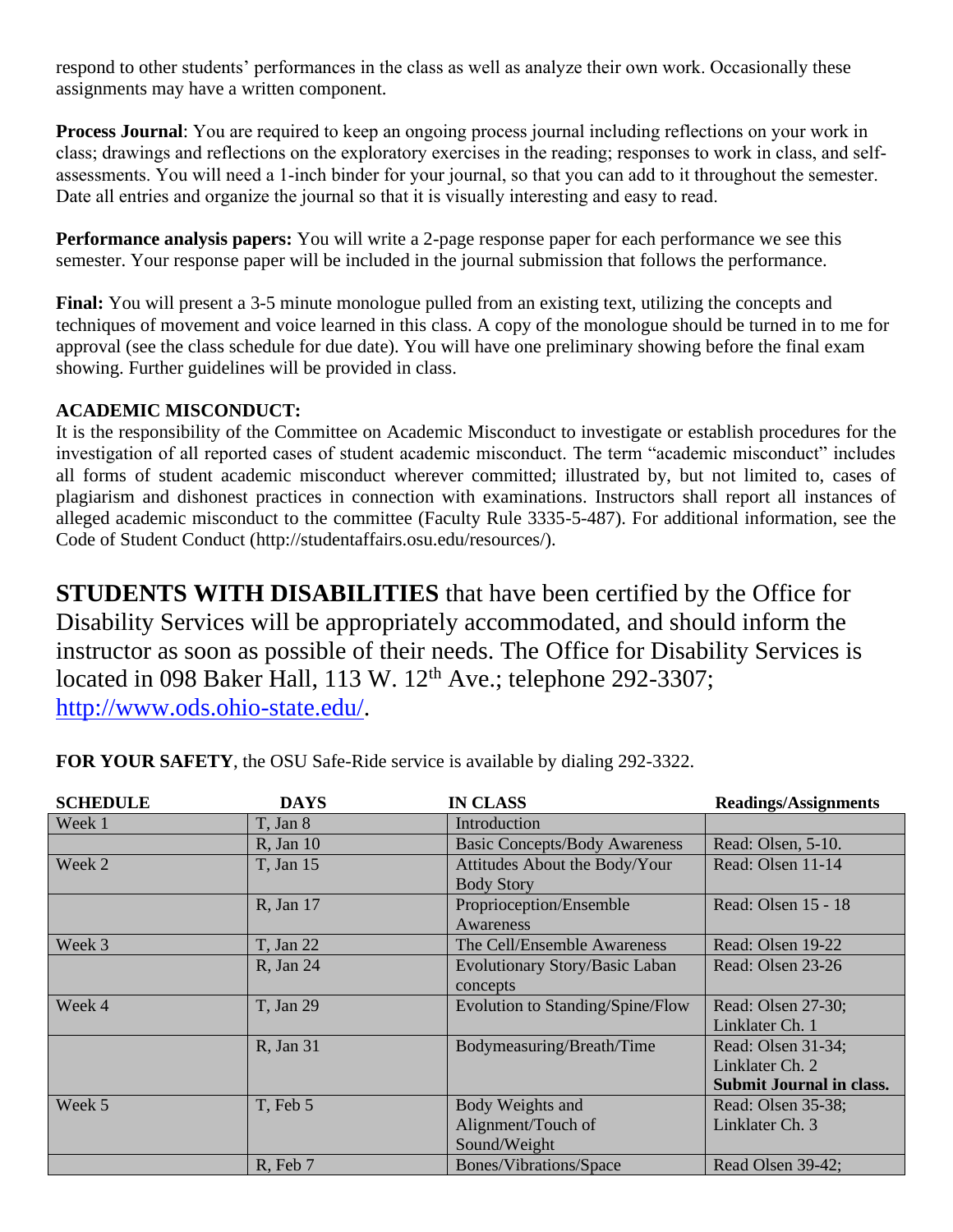respond to other students' performances in the class as well as analyze their own work. Occasionally these assignments may have a written component.

**Process Journal**: You are required to keep an ongoing process journal including reflections on your work in class; drawings and reflections on the exploratory exercises in the reading; responses to work in class, and self-assessments. You will need a 1-inch binder for your journal, so that you can add to it throughout the semester. Date all entries and organize the journal so that it is visually interesting and easy to read.

**Performance analysis papers:** You will write a 2-page response paper for each performance we see this semester. Your response paper will be included in the journal submission that follows the performance.

**Final:** You will present a 3-5 minute monologue pulled from an existing text, utilizing the concepts and techniques of movement and voice learned in this class. A copy of the monologue should be turned in to me for approval (see the class schedule for due date). You will have one preliminary showing before the final exam showing. Further guidelines will be provided in class.

**ACADEMIC MISCONDUCT:**
It is the responsibility of the Committee on Academic Misconduct to investigate or establish procedures for the investigation of all reported cases of student academic misconduct. The term "academic misconduct" includes all forms of student academic misconduct wherever committed; illustrated by, but not limited to, cases of plagiarism and dishonest practices in connection with examinations. Instructors shall report all instances of alleged academic misconduct to the committee (Faculty Rule 3335-5-487). For additional information, see the Code of Student Conduct (http://studentaffairs.osu.edu/resources/).

**STUDENTS WITH DISABILITIES** that have been certified by the Office for Disability Services will be appropriately accommodated, and should inform the instructor as soon as possible of their needs. The Office for Disability Services is located in 098 Baker Hall, 113 W. 12th Ave.; telephone 292-3307; http://www.ods.ohio-state.edu/.

**FOR YOUR SAFETY**, the OSU Safe-Ride service is available by dialing 292-3322.

| SCHEDULE | DAYS | IN CLASS | Readings/Assignments |
|---|---|---|---|
| Week 1 | T, Jan 8 | Introduction | |
| | R, Jan 10 | Basic Concepts/Body Awareness | Read: Olsen, 5-10. |
| Week 2 | T, Jan 15 | Attitudes About the Body/Your Body Story | Read: Olsen 11-14 |
| | R, Jan 17 | Proprioception/Ensemble Awareness | Read: Olsen 15 - 18 |
| Week 3 | T, Jan 22 | The Cell/Ensemble Awareness | Read: Olsen 19-22 |
| | R, Jan 24 | Evolutionary Story/Basic Laban concepts | Read: Olsen 23-26 |
| Week 4 | T, Jan 29 | Evolution to Standing/Spine/Flow | Read: Olsen 27-30; Linklater Ch. 1 |
| | R, Jan 31 | Bodymeasuring/Breath/Time | Read: Olsen 31-34; Linklater Ch. 2 **Submit Journal in class.** |
| Week 5 | T, Feb 5 | Body Weights and Alignment/Touch of Sound/Weight | Read: Olsen 35-38; Linklater Ch. 3 |
| | R, Feb 7 | Bones/Vibrations/Space | Read Olsen 39-42; |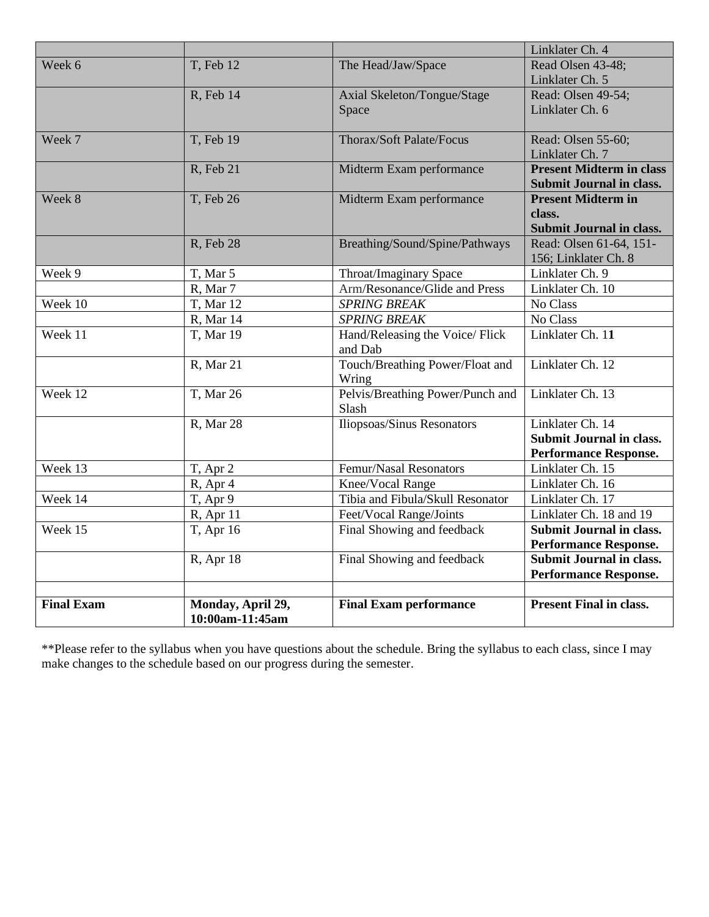| | | | |
|---|---|---|---|
| | | | Linklater Ch. 4 |
| Week 6 | T, Feb 12 | The Head/Jaw/Space | Read Olsen 43-48; Linklater Ch. 5 |
| | R, Feb 14 | Axial Skeleton/Tongue/Stage Space | Read: Olsen 49-54; Linklater Ch. 6 |
| Week 7 | T, Feb 19 | Thorax/Soft Palate/Focus | Read: Olsen 55-60; Linklater Ch. 7 |
| | R, Feb 21 | Midterm Exam performance | **Present Midterm in class Submit Journal in class.** |
| Week 8 | T, Feb 26 | Midterm Exam performance | **Present Midterm in class. Submit Journal in class.** |
| | R, Feb 28 | Breathing/Sound/Spine/Pathways | Read: Olsen 61-64, 151-156; Linklater Ch. 8 |
| Week 9 | T, Mar 5 | Throat/Imaginary Space | Linklater Ch. 9 |
| | R, Mar 7 | Arm/Resonance/Glide and Press | Linklater Ch. 10 |
| Week 10 | T, Mar 12 | *SPRING BREAK* | No Class |
| | R, Mar 14 | *SPRING BREAK* | No Class |
| Week 11 | T, Mar 19 | Hand/Releasing the Voice/ Flick and Dab | Linklater Ch. 11 |
| | R, Mar 21 | Touch/Breathing Power/Float and Wring | Linklater Ch. 12 |
| Week 12 | T, Mar 26 | Pelvis/Breathing Power/Punch and Slash | Linklater Ch. 13 |
| | R, Mar 28 | Iliopsoas/Sinus Resonators | Linklater Ch. 14 **Submit Journal in class. Performance Response.** |
| Week 13 | T, Apr 2 | Femur/Nasal Resonators | Linklater Ch. 15 |
| | R, Apr 4 | Knee/Vocal Range | Linklater Ch. 16 |
| Week 14 | T, Apr 9 | Tibia and Fibula/Skull Resonator | Linklater Ch. 17 |
| | R, Apr 11 | Feet/Vocal Range/Joints | Linklater Ch. 18 and 19 |
| Week 15 | T, Apr 16 | Final Showing and feedback | **Submit Journal in class. Performance Response.** |
| | R, Apr 18 | Final Showing and feedback | **Submit Journal in class. Performance Response.** |
| | | | |
| **Final Exam** | **Monday, April 29, 10:00am-11:45am** | **Final Exam performance** | **Present Final in class.** |

**Please refer to the syllabus when you have questions about the schedule. Bring the syllabus to each class, since I may make changes to the schedule based on our progress during the semester.